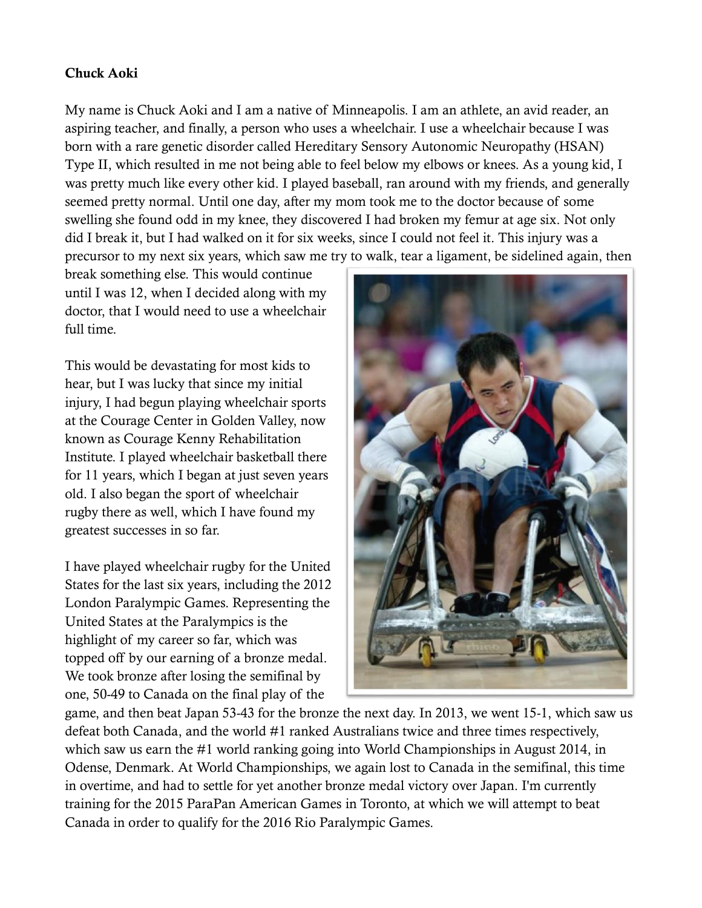**Chuck Aoki**

My name is Chuck Aoki and I am a native of Minneapolis. I am an athlete, an avid reader, an aspiring teacher, and finally, a person who uses a wheelchair. I use a wheelchair because I was born with a rare genetic disorder called Hereditary Sensory Autonomic Neuropathy (HSAN) Type II, which resulted in me not being able to feel below my elbows or knees. As a young kid, I was pretty much like every other kid. I played baseball, ran around with my friends, and generally seemed pretty normal. Until one day, after my mom took me to the doctor because of some swelling she found odd in my knee, they discovered I had broken my femur at age six. Not only did I break it, but I had walked on it for six weeks, since I could not feel it. This injury was a precursor to my next six years, which saw me try to walk, tear a ligament, be sidelined again, then break something else. This would continue until I was 12, when I decided along with my doctor, that I would need to use a wheelchair full time.

This would be devastating for most kids to hear, but I was lucky that since my initial injury, I had begun playing wheelchair sports at the Courage Center in Golden Valley, now known as Courage Kenny Rehabilitation Institute. I played wheelchair basketball there for 11 years, which I began at just seven years old. I also began the sport of wheelchair rugby there as well, which I have found my greatest successes in so far.

I have played wheelchair rugby for the United States for the last six years, including the 2012 London Paralympic Games. Representing the United States at the Paralympics is the highlight of my career so far, which was topped off by our earning of a bronze medal. We took bronze after losing the semifinal by one, 50-49 to Canada on the final play of the game, and then beat Japan 53-43 for the bronze the next day. In 2013, we went 15-1, which saw us defeat both Canada, and the world #1 ranked Australians twice and three times respectively, which saw us earn the #1 world ranking going into World Championships in August 2014, in Odense, Denmark. At World Championships, we again lost to Canada in the semifinal, this time in overtime, and had to settle for yet another bronze medal victory over Japan. I'm currently training for the 2015 ParaPan American Games in Toronto, at which we will attempt to beat Canada in order to qualify for the 2016 Rio Paralympic Games.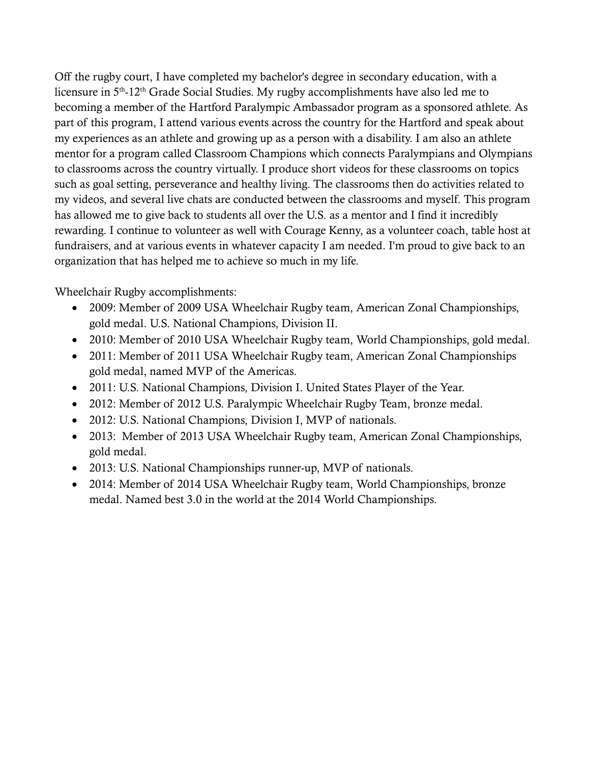Off the rugby court, I have completed my bachelor's degree in secondary education, with a licensure in 5th-12th Grade Social Studies. My rugby accomplishments have also led me to becoming a member of the Hartford Paralympic Ambassador program as a sponsored athlete. As part of this program, I attend various events across the country for the Hartford and speak about my experiences as an athlete and growing up as a person with a disability. I am also an athlete mentor for a program called Classroom Champions which connects Paralympians and Olympians to classrooms across the country virtually. I produce short videos for these classrooms on topics such as goal setting, perseverance and healthy living. The classrooms then do activities related to my videos, and several live chats are conducted between the classrooms and myself. This program has allowed me to give back to students all over the U.S. as a mentor and I find it incredibly rewarding. I continue to volunteer as well with Courage Kenny, as a volunteer coach, table host at fundraisers, and at various events in whatever capacity I am needed. I'm proud to give back to an organization that has helped me to achieve so much in my life.

Wheelchair Rugby accomplishments:

- 2009: Member of 2009 USA Wheelchair Rugby team, American Zonal Championships, gold medal. U.S. National Champions, Division II.
- 2010: Member of 2010 USA Wheelchair Rugby team, World Championships, gold medal.
- 2011: Member of 2011 USA Wheelchair Rugby team, American Zonal Championships gold medal, named MVP of the Americas.
- 2011: U.S. National Champions, Division I. United States Player of the Year.
- 2012: Member of 2012 U.S. Paralympic Wheelchair Rugby Team, bronze medal.
- 2012: U.S. National Champions, Division I, MVP of nationals.
- 2013: Member of 2013 USA Wheelchair Rugby team, American Zonal Championships, gold medal.
- 2013: U.S. National Championships runner-up, MVP of nationals.
- 2014: Member of 2014 USA Wheelchair Rugby team, World Championships, bronze medal. Named best 3.0 in the world at the 2014 World Championships.